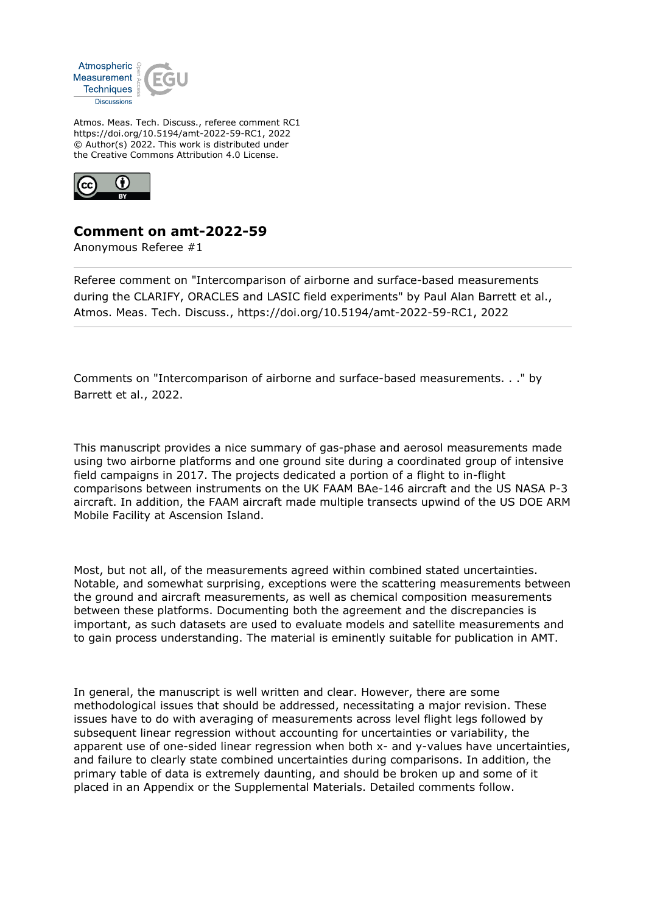Atmos. Meas. Tech. Discuss., referee comment RC1
https://doi.org/10.5194/amt-2022-59-RC1, 2022
© Author(s) 2022. This work is distributed under
the Creative Commons Attribution 4.0 License.

## Comment on amt-2022-59

Anonymous Referee #1

---

Referee comment on "Intercomparison of airborne and surface-based measurements during the CLARIFY, ORACLES and LASIC field experiments" by Paul Alan Barrett et al., Atmos. Meas. Tech. Discuss., https://doi.org/10.5194/amt-2022-59-RC1, 2022

---

Comments on "Intercomparison of airborne and surface-based measurements. . ." by Barrett et al., 2022.

This manuscript provides a nice summary of gas-phase and aerosol measurements made using two airborne platforms and one ground site during a coordinated group of intensive field campaigns in 2017. The projects dedicated a portion of a flight to in-flight comparisons between instruments on the UK FAAM BAe-146 aircraft and the US NASA P-3 aircraft. In addition, the FAAM aircraft made multiple transects upwind of the US DOE ARM Mobile Facility at Ascension Island.

Most, but not all, of the measurements agreed within combined stated uncertainties. Notable, and somewhat surprising, exceptions were the scattering measurements between the ground and aircraft measurements, as well as chemical composition measurements between these platforms. Documenting both the agreement and the discrepancies is important, as such datasets are used to evaluate models and satellite measurements and to gain process understanding. The material is eminently suitable for publication in AMT.

In general, the manuscript is well written and clear. However, there are some methodological issues that should be addressed, necessitating a major revision. These issues have to do with averaging of measurements across level flight legs followed by subsequent linear regression without accounting for uncertainties or variability, the apparent use of one-sided linear regression when both x- and y-values have uncertainties, and failure to clearly state combined uncertainties during comparisons. In addition, the primary table of data is extremely daunting, and should be broken up and some of it placed in an Appendix or the Supplemental Materials. Detailed comments follow.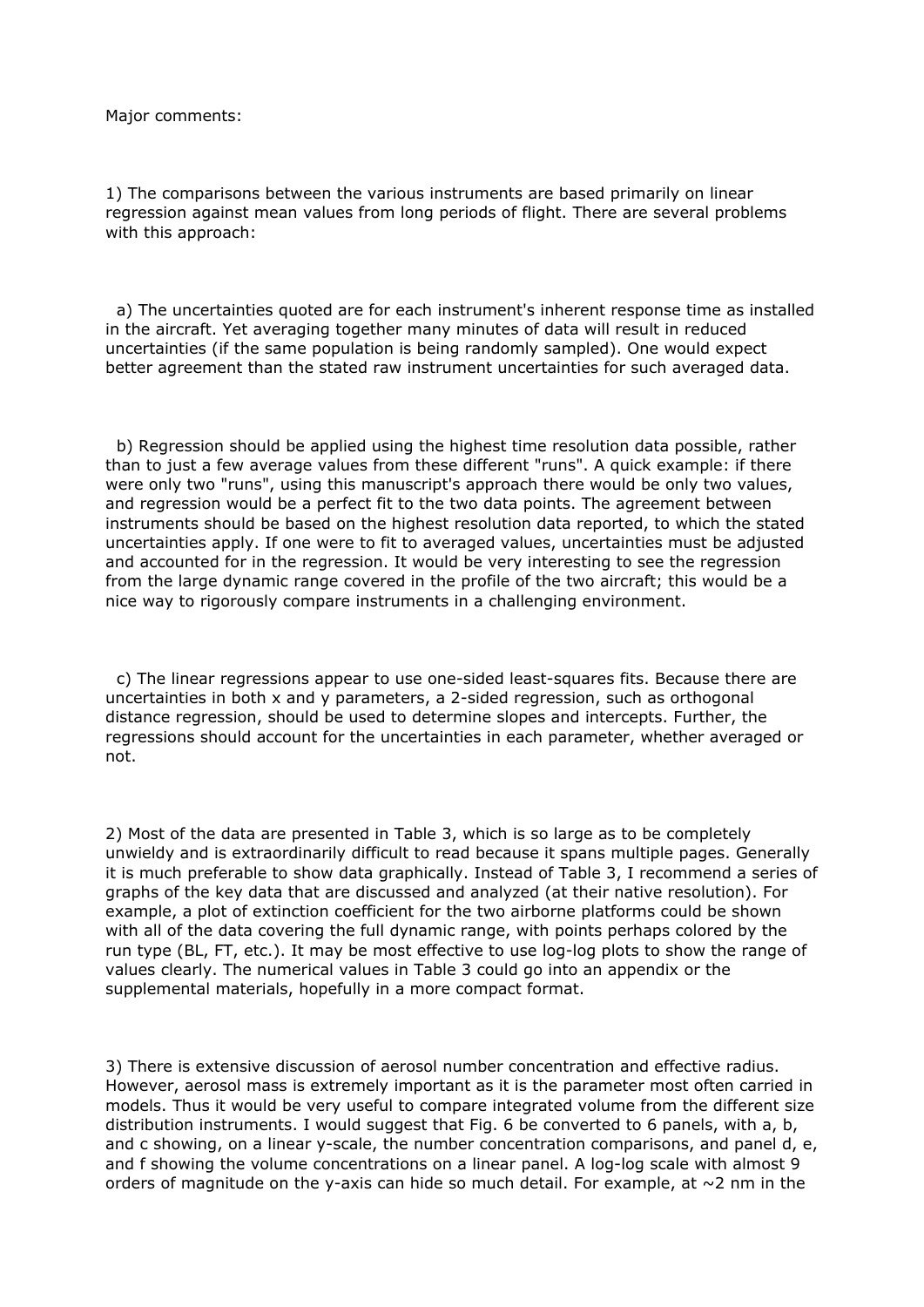Major comments:

1) The comparisons between the various instruments are based primarily on linear regression against mean values from long periods of flight. There are several problems with this approach:

a) The uncertainties quoted are for each instrument's inherent response time as installed in the aircraft. Yet averaging together many minutes of data will result in reduced uncertainties (if the same population is being randomly sampled). One would expect better agreement than the stated raw instrument uncertainties for such averaged data.

b) Regression should be applied using the highest time resolution data possible, rather than to just a few average values from these different "runs". A quick example: if there were only two "runs", using this manuscript's approach there would be only two values, and regression would be a perfect fit to the two data points. The agreement between instruments should be based on the highest resolution data reported, to which the stated uncertainties apply. If one were to fit to averaged values, uncertainties must be adjusted and accounted for in the regression. It would be very interesting to see the regression from the large dynamic range covered in the profile of the two aircraft; this would be a nice way to rigorously compare instruments in a challenging environment.

c) The linear regressions appear to use one-sided least-squares fits. Because there are uncertainties in both x and y parameters, a 2-sided regression, such as orthogonal distance regression, should be used to determine slopes and intercepts. Further, the regressions should account for the uncertainties in each parameter, whether averaged or not.

2) Most of the data are presented in Table 3, which is so large as to be completely unwieldy and is extraordinarily difficult to read because it spans multiple pages. Generally it is much preferable to show data graphically. Instead of Table 3, I recommend a series of graphs of the key data that are discussed and analyzed (at their native resolution). For example, a plot of extinction coefficient for the two airborne platforms could be shown with all of the data covering the full dynamic range, with points perhaps colored by the run type (BL, FT, etc.). It may be most effective to use log-log plots to show the range of values clearly. The numerical values in Table 3 could go into an appendix or the supplemental materials, hopefully in a more compact format.

3) There is extensive discussion of aerosol number concentration and effective radius. However, aerosol mass is extremely important as it is the parameter most often carried in models. Thus it would be very useful to compare integrated volume from the different size distribution instruments. I would suggest that Fig. 6 be converted to 6 panels, with a, b, and c showing, on a linear y-scale, the number concentration comparisons, and panel d, e, and f showing the volume concentrations on a linear panel. A log-log scale with almost 9 orders of magnitude on the y-axis can hide so much detail. For example, at ~2 nm in the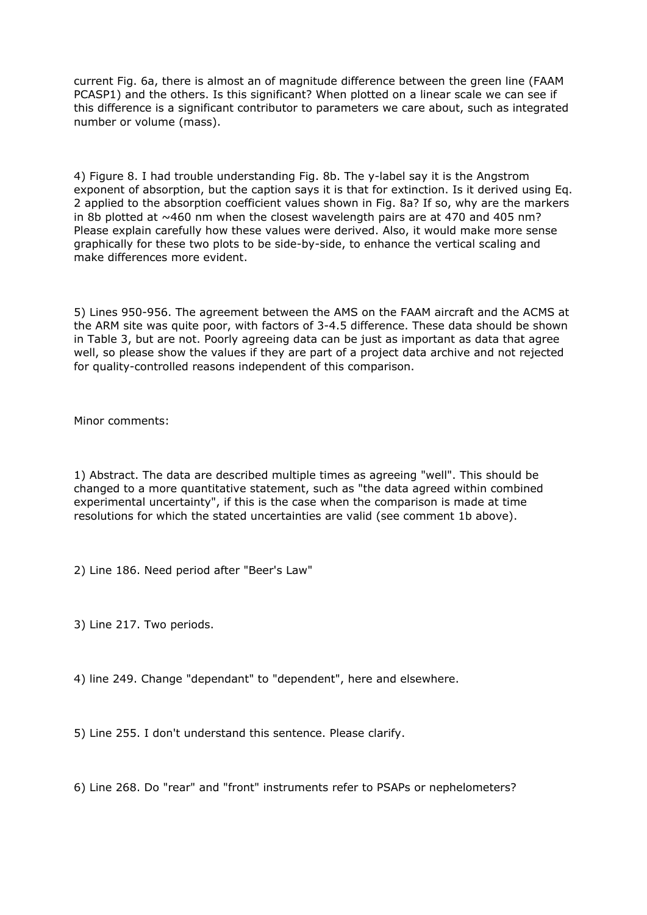current Fig. 6a, there is almost an of magnitude difference between the green line (FAAM PCASP1) and the others. Is this significant? When plotted on a linear scale we can see if this difference is a significant contributor to parameters we care about, such as integrated number or volume (mass).

4) Figure 8. I had trouble understanding Fig. 8b. The y-label say it is the Angstrom exponent of absorption, but the caption says it is that for extinction. Is it derived using Eq. 2 applied to the absorption coefficient values shown in Fig. 8a? If so, why are the markers in 8b plotted at ~460 nm when the closest wavelength pairs are at 470 and 405 nm? Please explain carefully how these values were derived. Also, it would make more sense graphically for these two plots to be side-by-side, to enhance the vertical scaling and make differences more evident.

5) Lines 950-956. The agreement between the AMS on the FAAM aircraft and the ACMS at the ARM site was quite poor, with factors of 3-4.5 difference. These data should be shown in Table 3, but are not. Poorly agreeing data can be just as important as data that agree well, so please show the values if they are part of a project data archive and not rejected for quality-controlled reasons independent of this comparison.

Minor comments:

1) Abstract. The data are described multiple times as agreeing "well". This should be changed to a more quantitative statement, such as "the data agreed within combined experimental uncertainty", if this is the case when the comparison is made at time resolutions for which the stated uncertainties are valid (see comment 1b above).

2) Line 186. Need period after "Beer's Law"

3) Line 217. Two periods.

4) line 249. Change "dependant" to "dependent", here and elsewhere.

5) Line 255. I don't understand this sentence. Please clarify.

6) Line 268. Do "rear" and "front" instruments refer to PSAPs or nephelometers?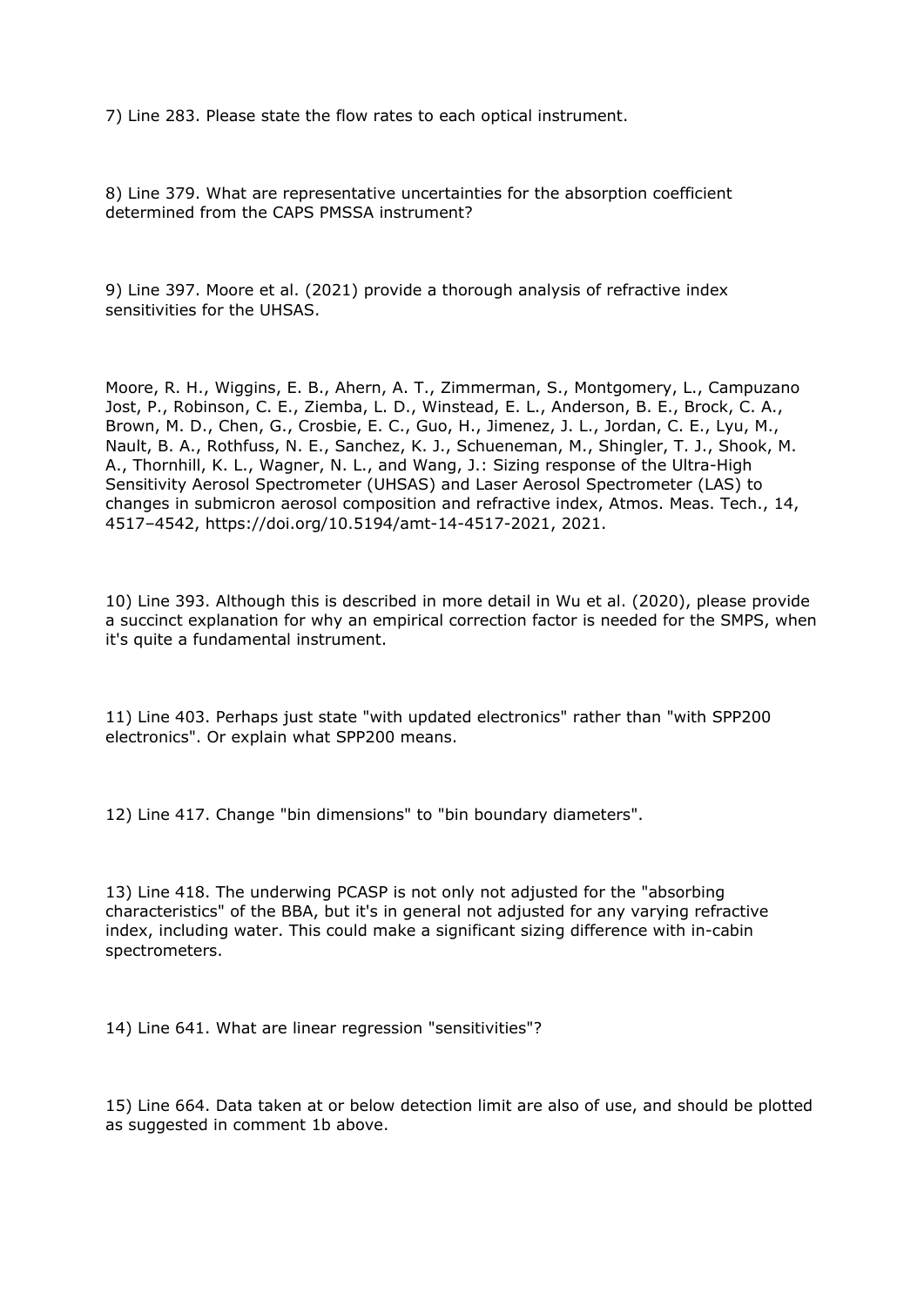7) Line 283. Please state the flow rates to each optical instrument.

8) Line 379. What are representative uncertainties for the absorption coefficient determined from the CAPS PMSSA instrument?

9) Line 397. Moore et al. (2021) provide a thorough analysis of refractive index sensitivities for the UHSAS.

Moore, R. H., Wiggins, E. B., Ahern, A. T., Zimmerman, S., Montgomery, L., Campuzano Jost, P., Robinson, C. E., Ziemba, L. D., Winstead, E. L., Anderson, B. E., Brock, C. A., Brown, M. D., Chen, G., Crosbie, E. C., Guo, H., Jimenez, J. L., Jordan, C. E., Lyu, M., Nault, B. A., Rothfuss, N. E., Sanchez, K. J., Schueneman, M., Shingler, T. J., Shook, M. A., Thornhill, K. L., Wagner, N. L., and Wang, J.: Sizing response of the Ultra-High Sensitivity Aerosol Spectrometer (UHSAS) and Laser Aerosol Spectrometer (LAS) to changes in submicron aerosol composition and refractive index, Atmos. Meas. Tech., 14, 4517–4542, https://doi.org/10.5194/amt-14-4517-2021, 2021.

10) Line 393. Although this is described in more detail in Wu et al. (2020), please provide a succinct explanation for why an empirical correction factor is needed for the SMPS, when it's quite a fundamental instrument.

11) Line 403. Perhaps just state "with updated electronics" rather than "with SPP200 electronics". Or explain what SPP200 means.

12) Line 417. Change "bin dimensions" to "bin boundary diameters".

13) Line 418. The underwing PCASP is not only not adjusted for the "absorbing characteristics" of the BBA, but it's in general not adjusted for any varying refractive index, including water. This could make a significant sizing difference with in-cabin spectrometers.

14) Line 641. What are linear regression "sensitivities"?

15) Line 664. Data taken at or below detection limit are also of use, and should be plotted as suggested in comment 1b above.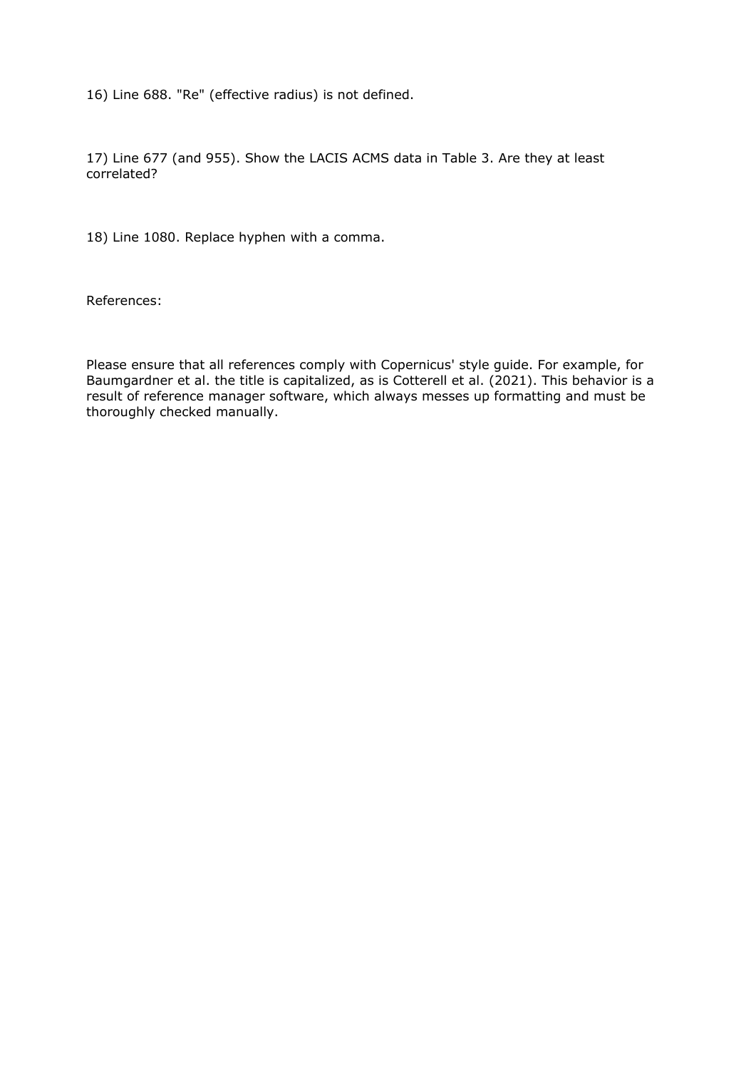16) Line 688. "Re" (effective radius) is not defined.

17) Line 677 (and 955). Show the LACIS ACMS data in Table 3. Are they at least correlated?

18) Line 1080. Replace hyphen with a comma.

References:

Please ensure that all references comply with Copernicus' style guide. For example, for Baumgardner et al. the title is capitalized, as is Cotterell et al. (2021). This behavior is a result of reference manager software, which always messes up formatting and must be thoroughly checked manually.